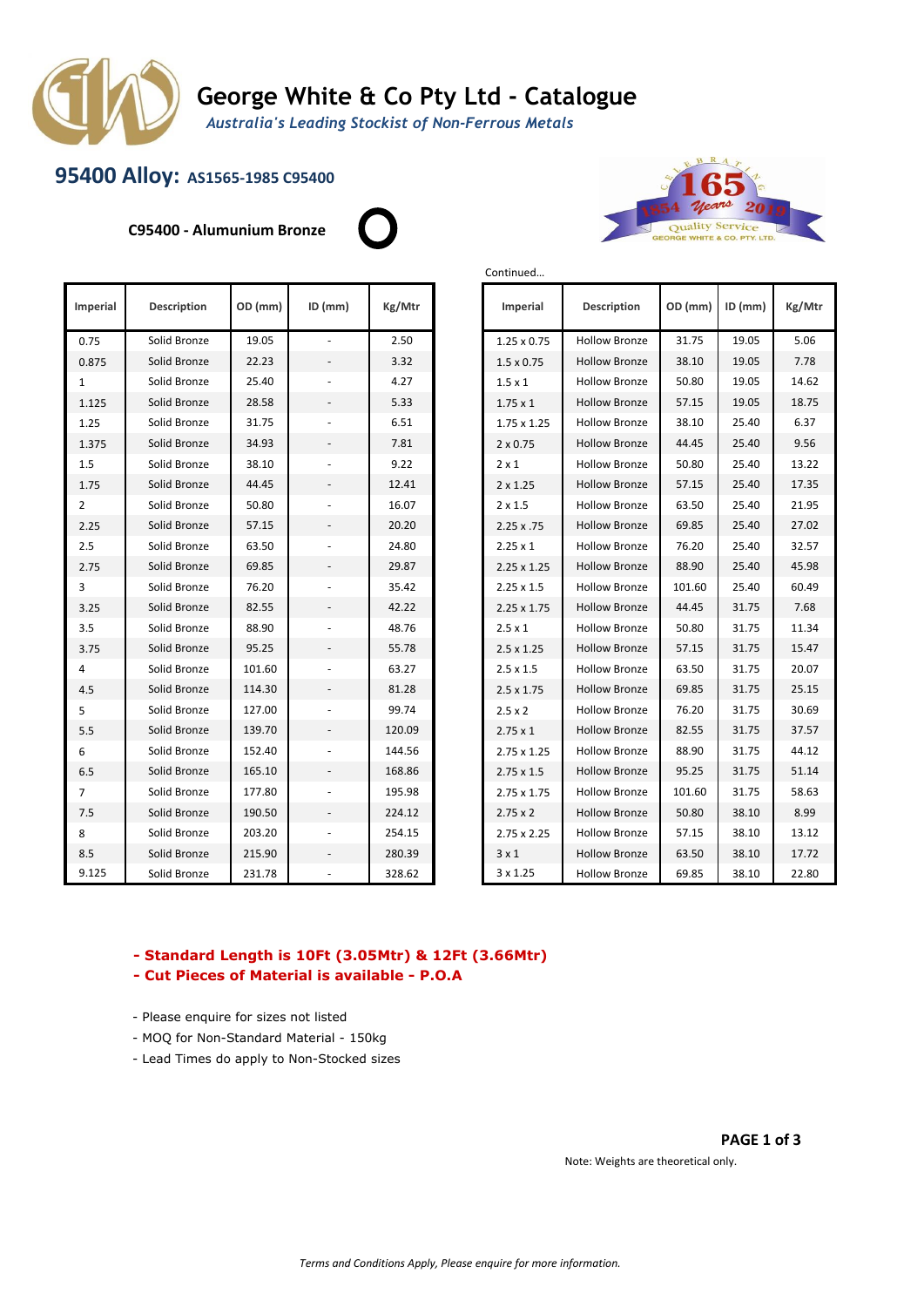# George White & Co Pty Ltd - Catalogue

*Australia's Leading Stockist of Non-Ferrous Metals*

## 95400 Alloy: AS1565-1985 C95400

**C95400 - Alumunium Bronze**

| Imperial | Description | OD (mm) | ID (mm) | Kg/Mtr |
|---|---|---|---|---|
| 0.75 | Solid Bronze | 19.05 | - | 2.50 |
| 0.875 | Solid Bronze | 22.23 | - | 3.32 |
| 1 | Solid Bronze | 25.40 | - | 4.27 |
| 1.125 | Solid Bronze | 28.58 | - | 5.33 |
| 1.25 | Solid Bronze | 31.75 | - | 6.51 |
| 1.375 | Solid Bronze | 34.93 | - | 7.81 |
| 1.5 | Solid Bronze | 38.10 | - | 9.22 |
| 1.75 | Solid Bronze | 44.45 | - | 12.41 |
| 2 | Solid Bronze | 50.80 | - | 16.07 |
| 2.25 | Solid Bronze | 57.15 | - | 20.20 |
| 2.5 | Solid Bronze | 63.50 | - | 24.80 |
| 2.75 | Solid Bronze | 69.85 | - | 29.87 |
| 3 | Solid Bronze | 76.20 | - | 35.42 |
| 3.25 | Solid Bronze | 82.55 | - | 42.22 |
| 3.5 | Solid Bronze | 88.90 | - | 48.76 |
| 3.75 | Solid Bronze | 95.25 | - | 55.78 |
| 4 | Solid Bronze | 101.60 | - | 63.27 |
| 4.5 | Solid Bronze | 114.30 | - | 81.28 |
| 5 | Solid Bronze | 127.00 | - | 99.74 |
| 5.5 | Solid Bronze | 139.70 | - | 120.09 |
| 6 | Solid Bronze | 152.40 | - | 144.56 |
| 6.5 | Solid Bronze | 165.10 | - | 168.86 |
| 7 | Solid Bronze | 177.80 | - | 195.98 |
| 7.5 | Solid Bronze | 190.50 | - | 224.12 |
| 8 | Solid Bronze | 203.20 | - | 254.15 |
| 8.5 | Solid Bronze | 215.90 | - | 280.39 |
| 9.125 | Solid Bronze | 231.78 | - | 328.62 |

Continued…

| Imperial | Description | OD (mm) | ID (mm) | Kg/Mtr |
|---|---|---|---|---|
| 1.25 x 0.75 | Hollow Bronze | 31.75 | 19.05 | 5.06 |
| 1.5 x 0.75 | Hollow Bronze | 38.10 | 19.05 | 7.78 |
| 1.5 x 1 | Hollow Bronze | 50.80 | 19.05 | 14.62 |
| 1.75 x 1 | Hollow Bronze | 57.15 | 19.05 | 18.75 |
| 1.75 x 1.25 | Hollow Bronze | 38.10 | 25.40 | 6.37 |
| 2 x 0.75 | Hollow Bronze | 44.45 | 25.40 | 9.56 |
| 2 x 1 | Hollow Bronze | 50.80 | 25.40 | 13.22 |
| 2 x 1.25 | Hollow Bronze | 57.15 | 25.40 | 17.35 |
| 2 x 1.5 | Hollow Bronze | 63.50 | 25.40 | 21.95 |
| 2.25 x .75 | Hollow Bronze | 69.85 | 25.40 | 27.02 |
| 2.25 x 1 | Hollow Bronze | 76.20 | 25.40 | 32.57 |
| 2.25 x 1.25 | Hollow Bronze | 88.90 | 25.40 | 45.98 |
| 2.25 x 1.5 | Hollow Bronze | 101.60 | 25.40 | 60.49 |
| 2.25 x 1.75 | Hollow Bronze | 44.45 | 31.75 | 7.68 |
| 2.5 x 1 | Hollow Bronze | 50.80 | 31.75 | 11.34 |
| 2.5 x 1.25 | Hollow Bronze | 57.15 | 31.75 | 15.47 |
| 2.5 x 1.5 | Hollow Bronze | 63.50 | 31.75 | 20.07 |
| 2.5 x 1.75 | Hollow Bronze | 69.85 | 31.75 | 25.15 |
| 2.5 x 2 | Hollow Bronze | 76.20 | 31.75 | 30.69 |
| 2.75 x 1 | Hollow Bronze | 82.55 | 31.75 | 37.57 |
| 2.75 x 1.25 | Hollow Bronze | 88.90 | 31.75 | 44.12 |
| 2.75 x 1.5 | Hollow Bronze | 95.25 | 31.75 | 51.14 |
| 2.75 x 1.75 | Hollow Bronze | 101.60 | 31.75 | 58.63 |
| 2.75 x 2 | Hollow Bronze | 50.80 | 38.10 | 8.99 |
| 2.75 x 2.25 | Hollow Bronze | 57.15 | 38.10 | 13.12 |
| 3 x 1 | Hollow Bronze | 63.50 | 38.10 | 17.72 |
| 3 x 1.25 | Hollow Bronze | 69.85 | 38.10 | 22.80 |

**- Standard Length is 10Ft (3.05Mtr) & 12Ft (3.66Mtr)**
**- Cut Pieces of Material is available - P.O.A**

- Please enquire for sizes not listed
- MOQ for Non-Standard Material - 150kg
- Lead Times do apply to Non-Stocked sizes

Note: Weights are theoretical only.

*Terms and Conditions Apply, Please enquire for more information.*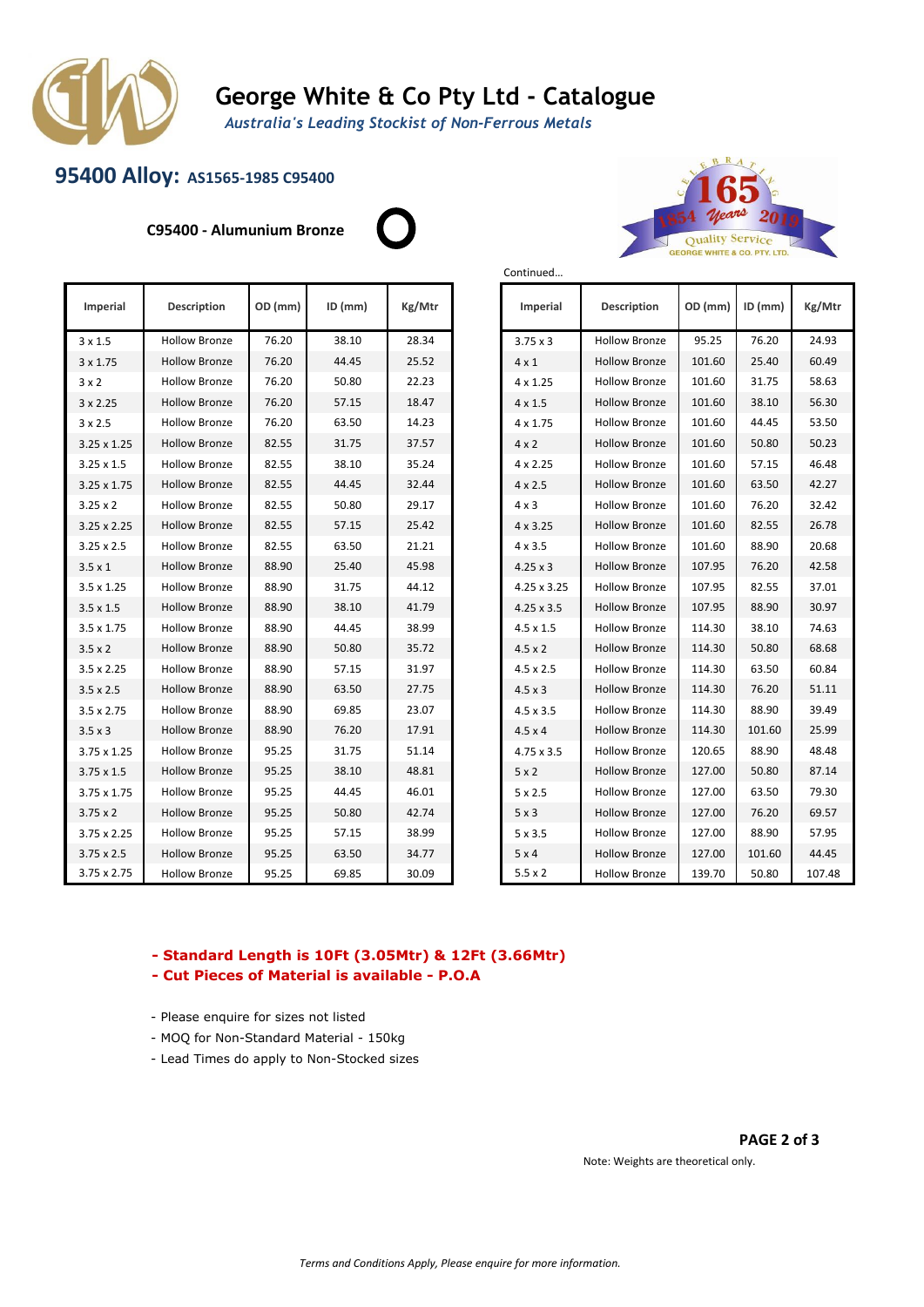# George White & Co Pty Ltd - Catalogue

*Australia's Leading Stockist of Non-Ferrous Metals*

## 95400 Alloy: AS1565-1985 C95400

**C95400 - Alumunium Bronze**

| Imperial | Description | OD (mm) | ID (mm) | Kg/Mtr |
|---|---|---|---|---|
| 3 x 1.5 | Hollow Bronze | 76.20 | 38.10 | 28.34 |
| 3 x 1.75 | Hollow Bronze | 76.20 | 44.45 | 25.52 |
| 3 x 2 | Hollow Bronze | 76.20 | 50.80 | 22.23 |
| 3 x 2.25 | Hollow Bronze | 76.20 | 57.15 | 18.47 |
| 3 x 2.5 | Hollow Bronze | 76.20 | 63.50 | 14.23 |
| 3.25 x 1.25 | Hollow Bronze | 82.55 | 31.75 | 37.57 |
| 3.25 x 1.5 | Hollow Bronze | 82.55 | 38.10 | 35.24 |
| 3.25 x 1.75 | Hollow Bronze | 82.55 | 44.45 | 32.44 |
| 3.25 x 2 | Hollow Bronze | 82.55 | 50.80 | 29.17 |
| 3.25 x 2.25 | Hollow Bronze | 82.55 | 57.15 | 25.42 |
| 3.25 x 2.5 | Hollow Bronze | 82.55 | 63.50 | 21.21 |
| 3.5 x 1 | Hollow Bronze | 88.90 | 25.40 | 45.98 |
| 3.5 x 1.25 | Hollow Bronze | 88.90 | 31.75 | 44.12 |
| 3.5 x 1.5 | Hollow Bronze | 88.90 | 38.10 | 41.79 |
| 3.5 x 1.75 | Hollow Bronze | 88.90 | 44.45 | 38.99 |
| 3.5 x 2 | Hollow Bronze | 88.90 | 50.80 | 35.72 |
| 3.5 x 2.25 | Hollow Bronze | 88.90 | 57.15 | 31.97 |
| 3.5 x 2.5 | Hollow Bronze | 88.90 | 63.50 | 27.75 |
| 3.5 x 2.75 | Hollow Bronze | 88.90 | 69.85 | 23.07 |
| 3.5 x 3 | Hollow Bronze | 88.90 | 76.20 | 17.91 |
| 3.75 x 1.25 | Hollow Bronze | 95.25 | 31.75 | 51.14 |
| 3.75 x 1.5 | Hollow Bronze | 95.25 | 38.10 | 48.81 |
| 3.75 x 1.75 | Hollow Bronze | 95.25 | 44.45 | 46.01 |
| 3.75 x 2 | Hollow Bronze | 95.25 | 50.80 | 42.74 |
| 3.75 x 2.25 | Hollow Bronze | 95.25 | 57.15 | 38.99 |
| 3.75 x 2.5 | Hollow Bronze | 95.25 | 63.50 | 34.77 |
| 3.75 x 2.75 | Hollow Bronze | 95.25 | 69.85 | 30.09 |

Continued…

| Imperial | Description | OD (mm) | ID (mm) | Kg/Mtr |
|---|---|---|---|---|
| 3.75 x 3 | Hollow Bronze | 95.25 | 76.20 | 24.93 |
| 4 x 1 | Hollow Bronze | 101.60 | 25.40 | 60.49 |
| 4 x 1.25 | Hollow Bronze | 101.60 | 31.75 | 58.63 |
| 4 x 1.5 | Hollow Bronze | 101.60 | 38.10 | 56.30 |
| 4 x 1.75 | Hollow Bronze | 101.60 | 44.45 | 53.50 |
| 4 x 2 | Hollow Bronze | 101.60 | 50.80 | 50.23 |
| 4 x 2.25 | Hollow Bronze | 101.60 | 57.15 | 46.48 |
| 4 x 2.5 | Hollow Bronze | 101.60 | 63.50 | 42.27 |
| 4 x 3 | Hollow Bronze | 101.60 | 76.20 | 32.42 |
| 4 x 3.25 | Hollow Bronze | 101.60 | 82.55 | 26.78 |
| 4 x 3.5 | Hollow Bronze | 101.60 | 88.90 | 20.68 |
| 4.25 x 3 | Hollow Bronze | 107.95 | 76.20 | 42.58 |
| 4.25 x 3.25 | Hollow Bronze | 107.95 | 82.55 | 37.01 |
| 4.25 x 3.5 | Hollow Bronze | 107.95 | 88.90 | 30.97 |
| 4.5 x 1.5 | Hollow Bronze | 114.30 | 38.10 | 74.63 |
| 4.5 x 2 | Hollow Bronze | 114.30 | 50.80 | 68.68 |
| 4.5 x 2.5 | Hollow Bronze | 114.30 | 63.50 | 60.84 |
| 4.5 x 3 | Hollow Bronze | 114.30 | 76.20 | 51.11 |
| 4.5 x 3.5 | Hollow Bronze | 114.30 | 88.90 | 39.49 |
| 4.5 x 4 | Hollow Bronze | 114.30 | 101.60 | 25.99 |
| 4.75 x 3.5 | Hollow Bronze | 120.65 | 88.90 | 48.48 |
| 5 x 2 | Hollow Bronze | 127.00 | 50.80 | 87.14 |
| 5 x 2.5 | Hollow Bronze | 127.00 | 63.50 | 79.30 |
| 5 x 3 | Hollow Bronze | 127.00 | 76.20 | 69.57 |
| 5 x 3.5 | Hollow Bronze | 127.00 | 88.90 | 57.95 |
| 5 x 4 | Hollow Bronze | 127.00 | 101.60 | 44.45 |
| 5.5 x 2 | Hollow Bronze | 139.70 | 50.80 | 107.48 |

**- Standard Length is 10Ft (3.05Mtr) & 12Ft (3.66Mtr)**
**- Cut Pieces of Material is available - P.O.A**

- Please enquire for sizes not listed
- MOQ for Non-Standard Material - 150kg
- Lead Times do apply to Non-Stocked sizes

Note: Weights are theoretical only.

*Terms and Conditions Apply, Please enquire for more information.*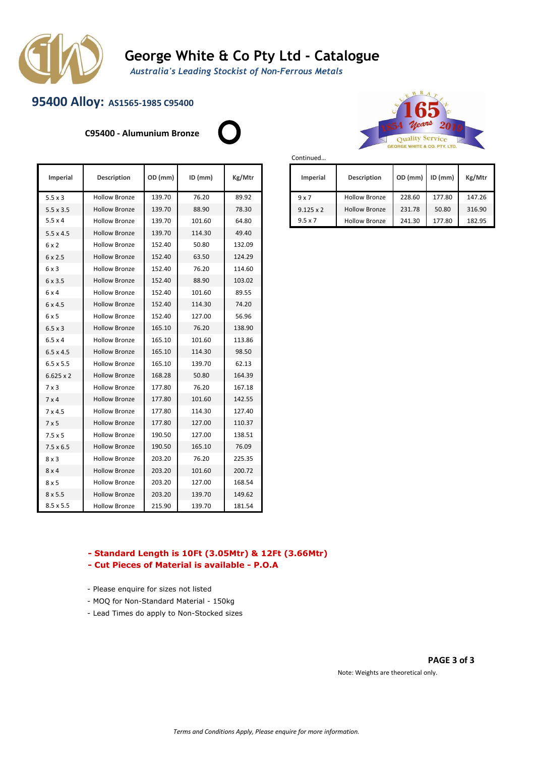# George White & Co Pty Ltd - Catalogue

*Australia's Leading Stockist of Non-Ferrous Metals*

## 95400 Alloy: AS1565-1985 C95400

**C95400 - Alumunium Bronze**

| Imperial | Description | OD (mm) | ID (mm) | Kg/Mtr |
|---|---|---|---|---|
| 5.5 x 3 | Hollow Bronze | 139.70 | 76.20 | 89.92 |
| 5.5 x 3.5 | Hollow Bronze | 139.70 | 88.90 | 78.30 |
| 5.5 x 4 | Hollow Bronze | 139.70 | 101.60 | 64.80 |
| 5.5 x 4.5 | Hollow Bronze | 139.70 | 114.30 | 49.40 |
| 6 x 2 | Hollow Bronze | 152.40 | 50.80 | 132.09 |
| 6 x 2.5 | Hollow Bronze | 152.40 | 63.50 | 124.29 |
| 6 x 3 | Hollow Bronze | 152.40 | 76.20 | 114.60 |
| 6 x 3.5 | Hollow Bronze | 152.40 | 88.90 | 103.02 |
| 6 x 4 | Hollow Bronze | 152.40 | 101.60 | 89.55 |
| 6 x 4.5 | Hollow Bronze | 152.40 | 114.30 | 74.20 |
| 6 x 5 | Hollow Bronze | 152.40 | 127.00 | 56.96 |
| 6.5 x 3 | Hollow Bronze | 165.10 | 76.20 | 138.90 |
| 6.5 x 4 | Hollow Bronze | 165.10 | 101.60 | 113.86 |
| 6.5 x 4.5 | Hollow Bronze | 165.10 | 114.30 | 98.50 |
| 6.5 x 5.5 | Hollow Bronze | 165.10 | 139.70 | 62.13 |
| 6.625 x 2 | Hollow Bronze | 168.28 | 50.80 | 164.39 |
| 7 x 3 | Hollow Bronze | 177.80 | 76.20 | 167.18 |
| 7 x 4 | Hollow Bronze | 177.80 | 101.60 | 142.55 |
| 7 x 4.5 | Hollow Bronze | 177.80 | 114.30 | 127.40 |
| 7 x 5 | Hollow Bronze | 177.80 | 127.00 | 110.37 |
| 7.5 x 5 | Hollow Bronze | 190.50 | 127.00 | 138.51 |
| 7.5 x 6.5 | Hollow Bronze | 190.50 | 165.10 | 76.09 |
| 8 x 3 | Hollow Bronze | 203.20 | 76.20 | 225.35 |
| 8 x 4 | Hollow Bronze | 203.20 | 101.60 | 200.72 |
| 8 x 5 | Hollow Bronze | 203.20 | 127.00 | 168.54 |
| 8 x 5.5 | Hollow Bronze | 203.20 | 139.70 | 149.62 |
| 8.5 x 5.5 | Hollow Bronze | 215.90 | 139.70 | 181.54 |

Continued…

| Imperial | Description | OD (mm) | ID (mm) | Kg/Mtr |
|---|---|---|---|---|
| 9 x 7 | Hollow Bronze | 228.60 | 177.80 | 147.26 |
| 9.125 x 2 | Hollow Bronze | 231.78 | 50.80 | 316.90 |
| 9.5 x 7 | Hollow Bronze | 241.30 | 177.80 | 182.95 |

**- Standard Length is 10Ft (3.05Mtr) & 12Ft (3.66Mtr)**
**- Cut Pieces of Material is available - P.O.A**

- Please enquire for sizes not listed
- MOQ for Non-Standard Material - 150kg
- Lead Times do apply to Non-Stocked sizes

Note: Weights are theoretical only.

*Terms and Conditions Apply, Please enquire for more information.*